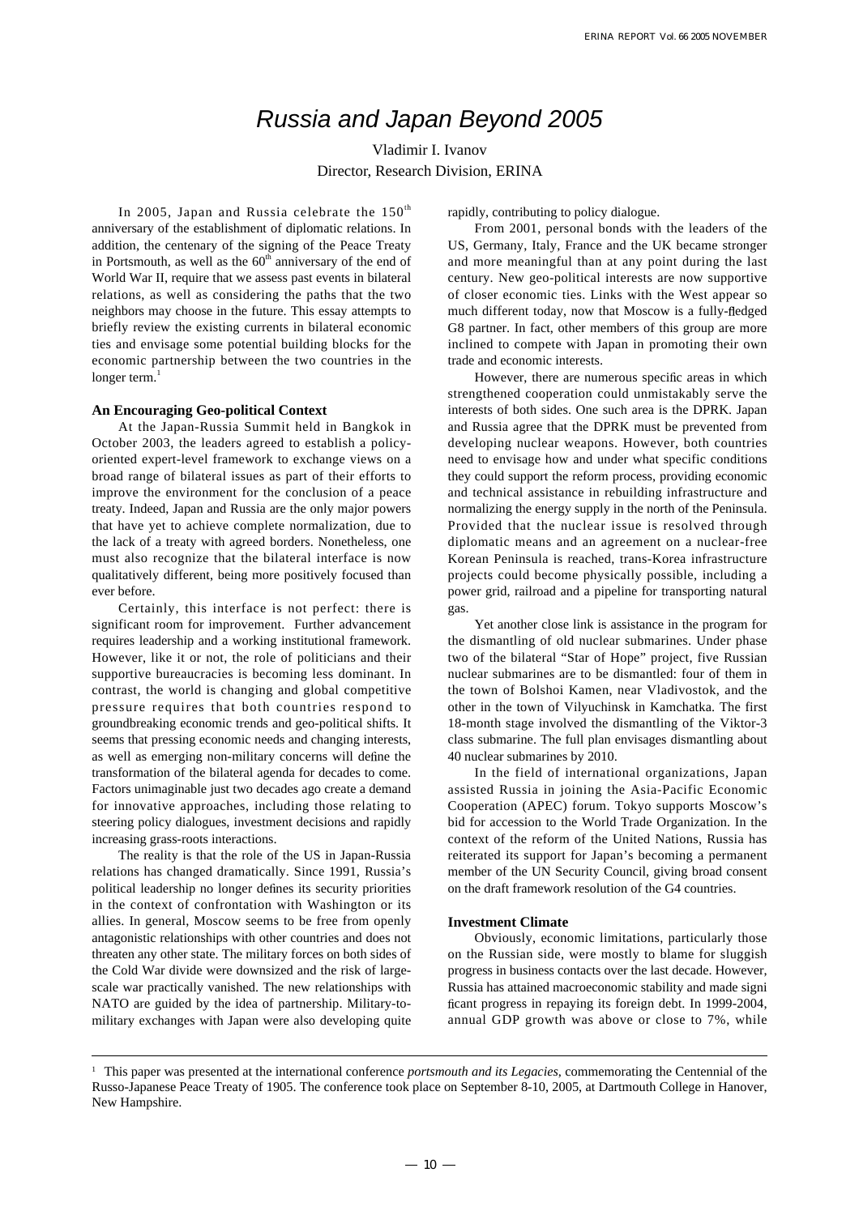# Russia and Japan Beyond 2005

Vladimir I. Ivanov
Director, Research Division, ERINA

In 2005, Japan and Russia celebrate the $150^{th}$ anniversary of the establishment of diplomatic relations. In addition, the centenary of the signing of the Peace Treaty in Portsmouth, as well as the $60^{th}$ anniversary of the end of World War II, require that we assess past events in bilateral relations, as well as considering the paths that the two neighbors may choose in the future. This essay attempts to briefly review the existing currents in bilateral economic ties and envisage some potential building blocks for the economic partnership between the two countries in the longer term.[1]

### An Encouraging Geo-political Context

At the Japan-Russia Summit held in Bangkok in October 2003, the leaders agreed to establish a policy-oriented expert-level framework to exchange views on a broad range of bilateral issues as part of their efforts to improve the environment for the conclusion of a peace treaty. Indeed, Japan and Russia are the only major powers that have yet to achieve complete normalization, due to the lack of a treaty with agreed borders. Nonetheless, one must also recognize that the bilateral interface is now qualitatively different, being more positively focused than ever before.

Certainly, this interface is not perfect: there is significant room for improvement. Further advancement requires leadership and a working institutional framework. However, like it or not, the role of politicians and their supportive bureaucracies is becoming less dominant. In contrast, the world is changing and global competitive pressure requires that both countries respond to groundbreaking economic trends and geo-political shifts. It seems that pressing economic needs and changing interests, as well as emerging non-military concerns will define the transformation of the bilateral agenda for decades to come. Factors unimaginable just two decades ago create a demand for innovative approaches, including those relating to steering policy dialogues, investment decisions and rapidly increasing grass-roots interactions.

The reality is that the role of the US in Japan-Russia relations has changed dramatically. Since 1991, Russia's political leadership no longer defines its security priorities in the context of confrontation with Washington or its allies. In general, Moscow seems to be free from openly antagonistic relationships with other countries and does not threaten any other state. The military forces on both sides of the Cold War divide were downsized and the risk of large-scale war practically vanished. The new relationships with NATO are guided by the idea of partnership. Military-to-military exchanges with Japan were also developing quite rapidly, contributing to policy dialogue.

From 2001, personal bonds with the leaders of the US, Germany, Italy, France and the UK became stronger and more meaningful than at any point during the last century. New geo-political interests are now supportive of closer economic ties. Links with the West appear so much different today, now that Moscow is a fully-fledged G8 partner. In fact, other members of this group are more inclined to compete with Japan in promoting their own trade and economic interests.

However, there are numerous specific areas in which strengthened cooperation could unmistakably serve the interests of both sides. One such area is the DPRK. Japan and Russia agree that the DPRK must be prevented from developing nuclear weapons. However, both countries need to envisage how and under what specific conditions they could support the reform process, providing economic and technical assistance in rebuilding infrastructure and normalizing the energy supply in the north of the Peninsula. Provided that the nuclear issue is resolved through diplomatic means and an agreement on a nuclear-free Korean Peninsula is reached, trans-Korea infrastructure projects could become physically possible, including a power grid, railroad and a pipeline for transporting natural gas.

Yet another close link is assistance in the program for the dismantling of old nuclear submarines. Under phase two of the bilateral "Star of Hope" project, five Russian nuclear submarines are to be dismantled: four of them in the town of Bolshoi Kamen, near Vladivostok, and the other in the town of Vilyuchinsk in Kamchatka. The first 18-month stage involved the dismantling of the Viktor-3 class submarine. The full plan envisages dismantling about 40 nuclear submarines by 2010.

In the field of international organizations, Japan assisted Russia in joining the Asia-Pacific Economic Cooperation (APEC) forum. Tokyo supports Moscow's bid for accession to the World Trade Organization. In the context of the reform of the United Nations, Russia has reiterated its support for Japan's becoming a permanent member of the UN Security Council, giving broad consent on the draft framework resolution of the G4 countries.

### Investment Climate

Obviously, economic limitations, particularly those on the Russian side, were mostly to blame for sluggish progress in business contacts over the last decade. However, Russia has attained macroeconomic stability and made significant progress in repaying its foreign debt. In 1999-2004, annual GDP growth was above or close to 7%, while

---

[1] This paper was presented at the international conference *portsmouth and its Legacies*, commemorating the Centennial of the Russo-Japanese Peace Treaty of 1905. The conference took place on September 8-10, 2005, at Dartmouth College in Hanover, New Hampshire.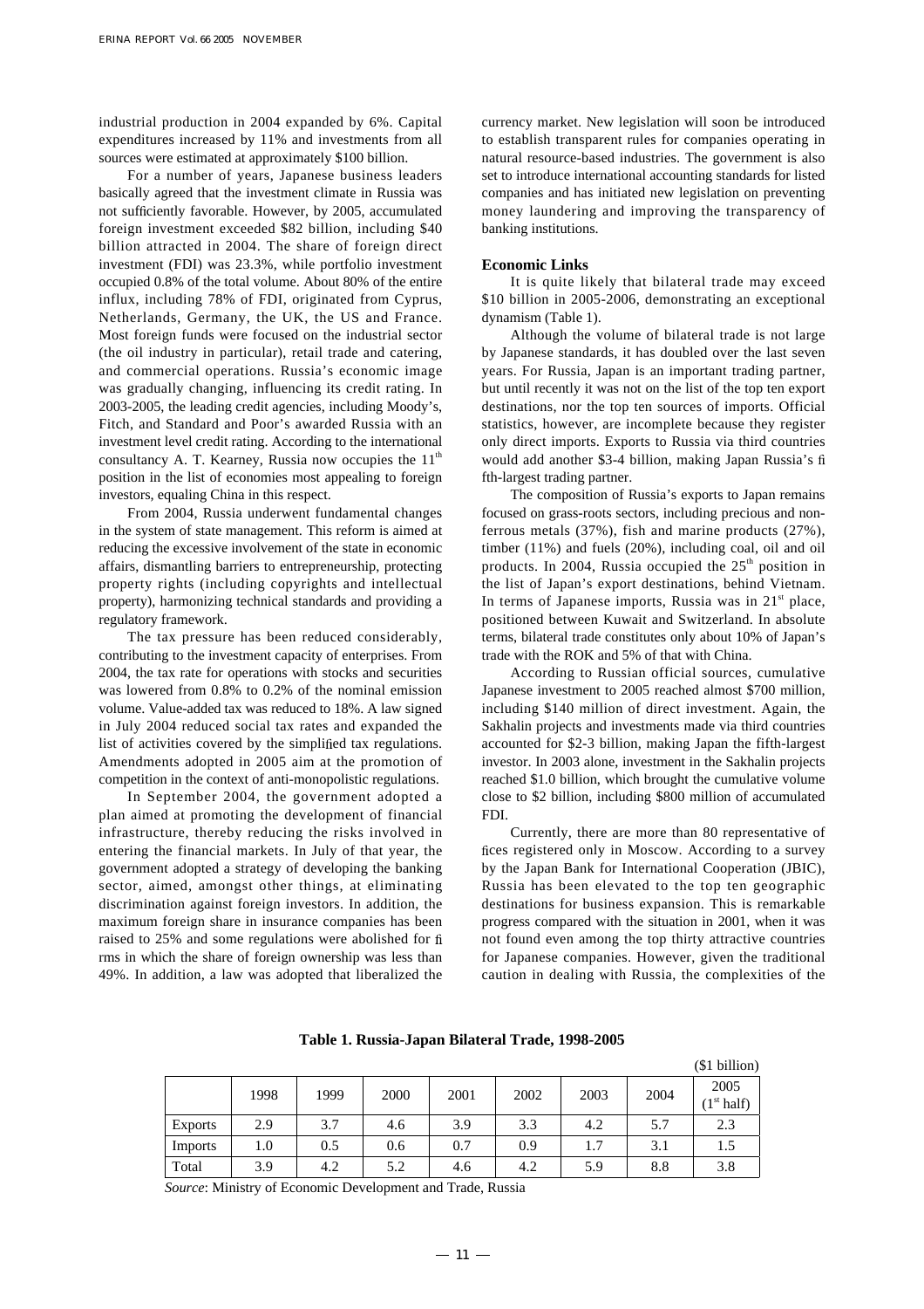industrial production in 2004 expanded by 6%. Capital expenditures increased by 11% and investments from all sources were estimated at approximately $100 billion.

For a number of years, Japanese business leaders basically agreed that the investment climate in Russia was not sufficiently favorable. However, by 2005, accumulated foreign investment exceeded $82 billion, including $40 billion attracted in 2004. The share of foreign direct investment (FDI) was 23.3%, while portfolio investment occupied 0.8% of the total volume. About 80% of the entire influx, including 78% of FDI, originated from Cyprus, Netherlands, Germany, the UK, the US and France. Most foreign funds were focused on the industrial sector (the oil industry in particular), retail trade and catering, and commercial operations. Russia's economic image was gradually changing, influencing its credit rating. In 2003-2005, the leading credit agencies, including Moody's, Fitch, and Standard and Poor's awarded Russia with an investment level credit rating. According to the international consultancy A. T. Kearney, Russia now occupies the 11th position in the list of economies most appealing to foreign investors, equaling China in this respect.

From 2004, Russia underwent fundamental changes in the system of state management. This reform is aimed at reducing the excessive involvement of the state in economic affairs, dismantling barriers to entrepreneurship, protecting property rights (including copyrights and intellectual property), harmonizing technical standards and providing a regulatory framework.

The tax pressure has been reduced considerably, contributing to the investment capacity of enterprises. From 2004, the tax rate for operations with stocks and securities was lowered from 0.8% to 0.2% of the nominal emission volume. Value-added tax was reduced to 18%. A law signed in July 2004 reduced social tax rates and expanded the list of activities covered by the simplified tax regulations. Amendments adopted in 2005 aim at the promotion of competition in the context of anti-monopolistic regulations.

In September 2004, the government adopted a plan aimed at promoting the development of financial infrastructure, thereby reducing the risks involved in entering the financial markets. In July of that year, the government adopted a strategy of developing the banking sector, aimed, amongst other things, at eliminating discrimination against foreign investors. In addition, the maximum foreign share in insurance companies has been raised to 25% and some regulations were abolished for firms in which the share of foreign ownership was less than 49%. In addition, a law was adopted that liberalized the currency market. New legislation will soon be introduced to establish transparent rules for companies operating in natural resource-based industries. The government is also set to introduce international accounting standards for listed companies and has initiated new legislation on preventing money laundering and improving the transparency of banking institutions.

**Economic Links**

It is quite likely that bilateral trade may exceed $10 billion in 2005-2006, demonstrating an exceptional dynamism (Table 1).

Although the volume of bilateral trade is not large by Japanese standards, it has doubled over the last seven years. For Russia, Japan is an important trading partner, but until recently it was not on the list of the top ten export destinations, nor the top ten sources of imports. Official statistics, however, are incomplete because they register only direct imports. Exports to Russia via third countries would add another $3-4 billion, making Japan Russia's fifth-largest trading partner.

The composition of Russia's exports to Japan remains focused on grass-roots sectors, including precious and non-ferrous metals (37%), fish and marine products (27%), timber (11%) and fuels (20%), including coal, oil and oil products. In 2004, Russia occupied the 25th position in the list of Japan's export destinations, behind Vietnam. In terms of Japanese imports, Russia was in 21st place, positioned between Kuwait and Switzerland. In absolute terms, bilateral trade constitutes only about 10% of Japan's trade with the ROK and 5% of that with China.

According to Russian official sources, cumulative Japanese investment to 2005 reached almost $700 million, including $140 million of direct investment. Again, the Sakhalin projects and investments made via third countries accounted for $2-3 billion, making Japan the fifth-largest investor. In 2003 alone, investment in the Sakhalin projects reached $1.0 billion, which brought the cumulative volume close to $2 billion, including $800 million of accumulated FDI.

Currently, there are more than 80 representative offices registered only in Moscow. According to a survey by the Japan Bank for International Cooperation (JBIC), Russia has been elevated to the top ten geographic destinations for business expansion. This is remarkable progress compared with the situation in 2001, when it was not found even among the top thirty attractive countries for Japanese companies. However, given the traditional caution in dealing with Russia, the complexities of the

**Table 1. Russia-Japan Bilateral Trade, 1998-2005**

($1 billion)

| | 1998 | 1999 | 2000 | 2001 | 2002 | 2003 | 2004 | 2005 (1st half) |
|---|---|---|---|---|---|---|---|---|
| Exports | 2.9 | 3.7 | 4.6 | 3.9 | 3.3 | 4.2 | 5.7 | 2.3 |
| Imports | 1.0 | 0.5 | 0.6 | 0.7 | 0.9 | 1.7 | 3.1 | 1.5 |
| Total | 3.9 | 4.2 | 5.2 | 4.6 | 4.2 | 5.9 | 8.8 | 3.8 |

*Source*: Ministry of Economic Development and Trade, Russia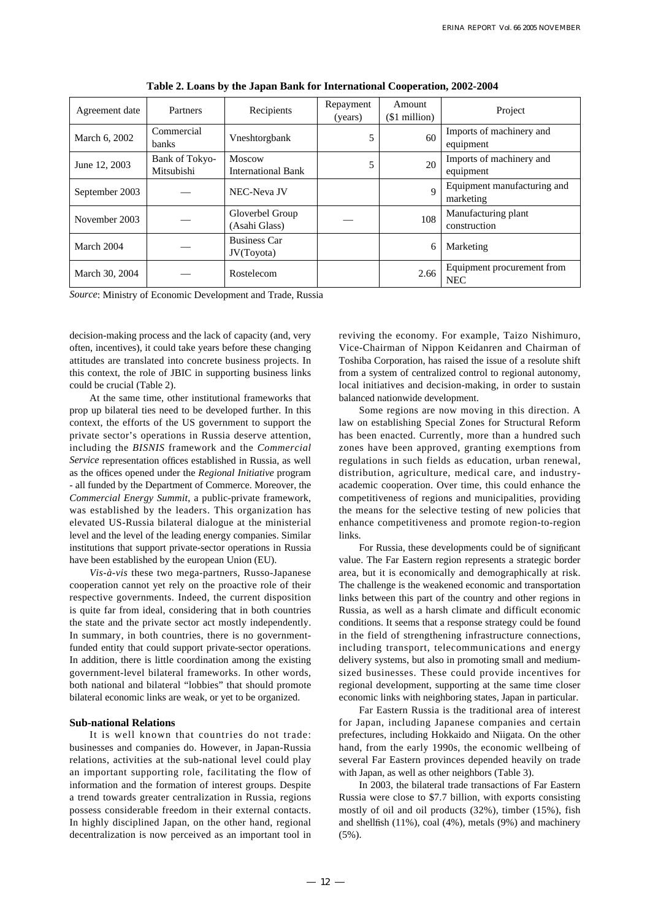**Table 2. Loans by the Japan Bank for International Cooperation, 2002-2004**

| Agreement date | Partners | Recipients | Repayment (years) | Amount ($1 million) | Project |
|---|---|---|---|---|---|
| March 6, 2002 | Commercial banks | Vneshtorgbank | 5 | 60 | Imports of machinery and equipment |
| June 12, 2003 | Bank of Tokyo-Mitsubishi | Moscow International Bank | 5 | 20 | Imports of machinery and equipment |
| September 2003 | — | NEC-Neva JV | | 9 | Equipment manufacturing and marketing |
| November 2003 | — | Gloverbel Group (Asahi Glass) | — | 108 | Manufacturing plant construction |
| March 2004 | — | Business Car JV(Toyota) | | 6 | Marketing |
| March 30, 2004 | — | Rostelecom | | 2.66 | Equipment procurement from NEC |

*Source*: Ministry of Economic Development and Trade, Russia

decision-making process and the lack of capacity (and, very often, incentives), it could take years before these changing attitudes are translated into concrete business projects. In this context, the role of JBIC in supporting business links could be crucial (Table 2).

At the same time, other institutional frameworks that prop up bilateral ties need to be developed further. In this context, the efforts of the US government to support the private sector's operations in Russia deserve attention, including the *BISNIS* framework and the *Commercial Service* representation offices established in Russia, as well as the offices opened under the *Regional Initiative* program - all funded by the Department of Commerce. Moreover, the *Commercial Energy Summit*, a public-private framework, was established by the leaders. This organization has elevated US-Russia bilateral dialogue at the ministerial level and the level of the leading energy companies. Similar institutions that support private-sector operations in Russia have been established by the european Union (EU).

*Vis-à-vis* these two mega-partners, Russo-Japanese cooperation cannot yet rely on the proactive role of their respective governments. Indeed, the current disposition is quite far from ideal, considering that in both countries the state and the private sector act mostly independently. In summary, in both countries, there is no government-funded entity that could support private-sector operations. In addition, there is little coordination among the existing government-level bilateral frameworks. In other words, both national and bilateral "lobbies" that should promote bilateral economic links are weak, or yet to be organized.

### Sub-national Relations

It is well known that countries do not trade: businesses and companies do. However, in Japan-Russia relations, activities at the sub-national level could play an important supporting role, facilitating the flow of information and the formation of interest groups. Despite a trend towards greater centralization in Russia, regions possess considerable freedom in their external contacts. In highly disciplined Japan, on the other hand, regional decentralization is now perceived as an important tool in reviving the economy. For example, Taizo Nishimuro, Vice-Chairman of Nippon Keidanren and Chairman of Toshiba Corporation, has raised the issue of a resolute shift from a system of centralized control to regional autonomy, local initiatives and decision-making, in order to sustain balanced nationwide development.

Some regions are now moving in this direction. A law on establishing Special Zones for Structural Reform has been enacted. Currently, more than a hundred such zones have been approved, granting exemptions from regulations in such fields as education, urban renewal, distribution, agriculture, medical care, and industry-academic cooperation. Over time, this could enhance the competitiveness of regions and municipalities, providing the means for the selective testing of new policies that enhance competitiveness and promote region-to-region links.

For Russia, these developments could be of significant value. The Far Eastern region represents a strategic border area, but it is economically and demographically at risk. The challenge is the weakened economic and transportation links between this part of the country and other regions in Russia, as well as a harsh climate and difficult economic conditions. It seems that a response strategy could be found in the field of strengthening infrastructure connections, including transport, telecommunications and energy delivery systems, but also in promoting small and medium-sized businesses. These could provide incentives for regional development, supporting at the same time closer economic links with neighboring states, Japan in particular.

Far Eastern Russia is the traditional area of interest for Japan, including Japanese companies and certain prefectures, including Hokkaido and Niigata. On the other hand, from the early 1990s, the economic wellbeing of several Far Eastern provinces depended heavily on trade with Japan, as well as other neighbors (Table 3).

In 2003, the bilateral trade transactions of Far Eastern Russia were close to $7.7 billion, with exports consisting mostly of oil and oil products (32%), timber (15%), fish and shellfish (11%), coal (4%), metals (9%) and machinery (5%).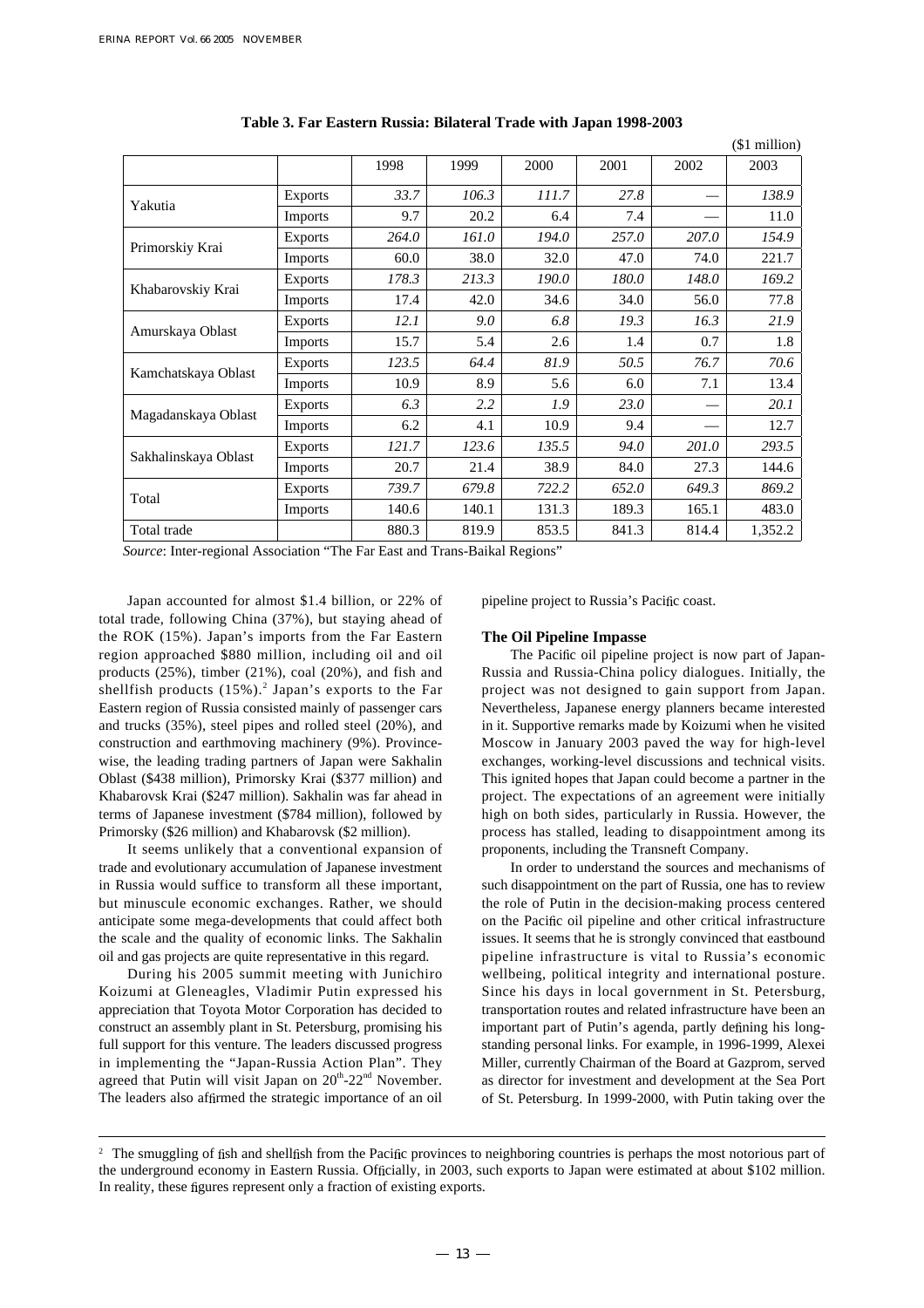**Table 3. Far Eastern Russia: Bilateral Trade with Japan 1998-2003**

($1 million)

| | | 1998 | 1999 | 2000 | 2001 | 2002 | 2003 |
|---|---|---|---|---|---|---|---|
| Yakutia | Exports | *33.7* | *106.3* | *111.7* | *27.8* | — | *138.9* |
| | Imports | 9.7 | 20.2 | 6.4 | 7.4 | — | 11.0 |
| Primorskiy Krai | Exports | *264.0* | *161.0* | *194.0* | *257.0* | *207.0* | *154.9* |
| | Imports | 60.0 | 38.0 | 32.0 | 47.0 | 74.0 | 221.7 |
| Khabarovskiy Krai | Exports | *178.3* | *213.3* | *190.0* | *180.0* | *148.0* | *169.2* |
| | Imports | 17.4 | 42.0 | 34.6 | 34.0 | 56.0 | 77.8 |
| Amurskaya Oblast | Exports | *12.1* | *9.0* | *6.8* | *19.3* | *16.3* | *21.9* |
| | Imports | 15.7 | 5.4 | 2.6 | 1.4 | 0.7 | 1.8 |
| Kamchatskaya Oblast | Exports | *123.5* | *64.4* | *81.9* | *50.5* | *76.7* | *70.6* |
| | Imports | 10.9 | 8.9 | 5.6 | 6.0 | 7.1 | 13.4 |
| Magadanskaya Oblast | Exports | *6.3* | *2.2* | *1.9* | *23.0* | — | *20.1* |
| | Imports | 6.2 | 4.1 | 10.9 | 9.4 | — | 12.7 |
| Sakhalinskaya Oblast | Exports | *121.7* | *123.6* | *135.5* | *94.0* | *201.0* | *293.5* |
| | Imports | 20.7 | 21.4 | 38.9 | 84.0 | 27.3 | 144.6 |
| Total | Exports | *739.7* | *679.8* | *722.2* | *652.0* | *649.3* | *869.2* |
| | Imports | 140.6 | 140.1 | 131.3 | 189.3 | 165.1 | 483.0 |
| Total trade | | 880.3 | 819.9 | 853.5 | 841.3 | 814.4 | 1,352.2 |

*Source*: Inter-regional Association "The Far East and Trans-Baikal Regions"

Japan accounted for almost $1.4 billion, or 22% of total trade, following China (37%), but staying ahead of the ROK (15%). Japan's imports from the Far Eastern region approached $880 million, including oil and oil products (25%), timber (21%), coal (20%), and fish and shellfish products (15%).[2] Japan's exports to the Far Eastern region of Russia consisted mainly of passenger cars and trucks (35%), steel pipes and rolled steel (20%), and construction and earthmoving machinery (9%). Province-wise, the leading trading partners of Japan were Sakhalin Oblast ($438 million), Primorsky Krai ($377 million) and Khabarovsk Krai ($247 million). Sakhalin was far ahead in terms of Japanese investment ($784 million), followed by Primorsky ($26 million) and Khabarovsk ($2 million).

It seems unlikely that a conventional expansion of trade and evolutionary accumulation of Japanese investment in Russia would suffice to transform all these important, but minuscule economic exchanges. Rather, we should anticipate some mega-developments that could affect both the scale and the quality of economic links. The Sakhalin oil and gas projects are quite representative in this regard.

During his 2005 summit meeting with Junichiro Koizumi at Gleneagles, Vladimir Putin expressed his appreciation that Toyota Motor Corporation has decided to construct an assembly plant in St. Petersburg, promising his full support for this venture. The leaders discussed progress in implementing the "Japan-Russia Action Plan". They agreed that Putin will visit Japan on 20th-22nd November. The leaders also affirmed the strategic importance of an oil pipeline project to Russia's Pacific coast.

### The Oil Pipeline Impasse

The Pacific oil pipeline project is now part of Japan-Russia and Russia-China policy dialogues. Initially, the project was not designed to gain support from Japan. Nevertheless, Japanese energy planners became interested in it. Supportive remarks made by Koizumi when he visited Moscow in January 2003 paved the way for high-level exchanges, working-level discussions and technical visits. This ignited hopes that Japan could become a partner in the project. The expectations of an agreement were initially high on both sides, particularly in Russia. However, the process has stalled, leading to disappointment among its proponents, including the Transneft Company.

In order to understand the sources and mechanisms of such disappointment on the part of Russia, one has to review the role of Putin in the decision-making process centered on the Pacific oil pipeline and other critical infrastructure issues. It seems that he is strongly convinced that eastbound pipeline infrastructure is vital to Russia's economic wellbeing, political integrity and international posture. Since his days in local government in St. Petersburg, transportation routes and related infrastructure have been an important part of Putin's agenda, partly defining his long-standing personal links. For example, in 1996-1999, Alexei Miller, currently Chairman of the Board at Gazprom, served as director for investment and development at the Sea Port of St. Petersburg. In 1999-2000, with Putin taking over the

[2] The smuggling of fish and shellfish from the Pacific provinces to neighboring countries is perhaps the most notorious part of the underground economy in Eastern Russia. Officially, in 2003, such exports to Japan were estimated at about $102 million. In reality, these figures represent only a fraction of existing exports.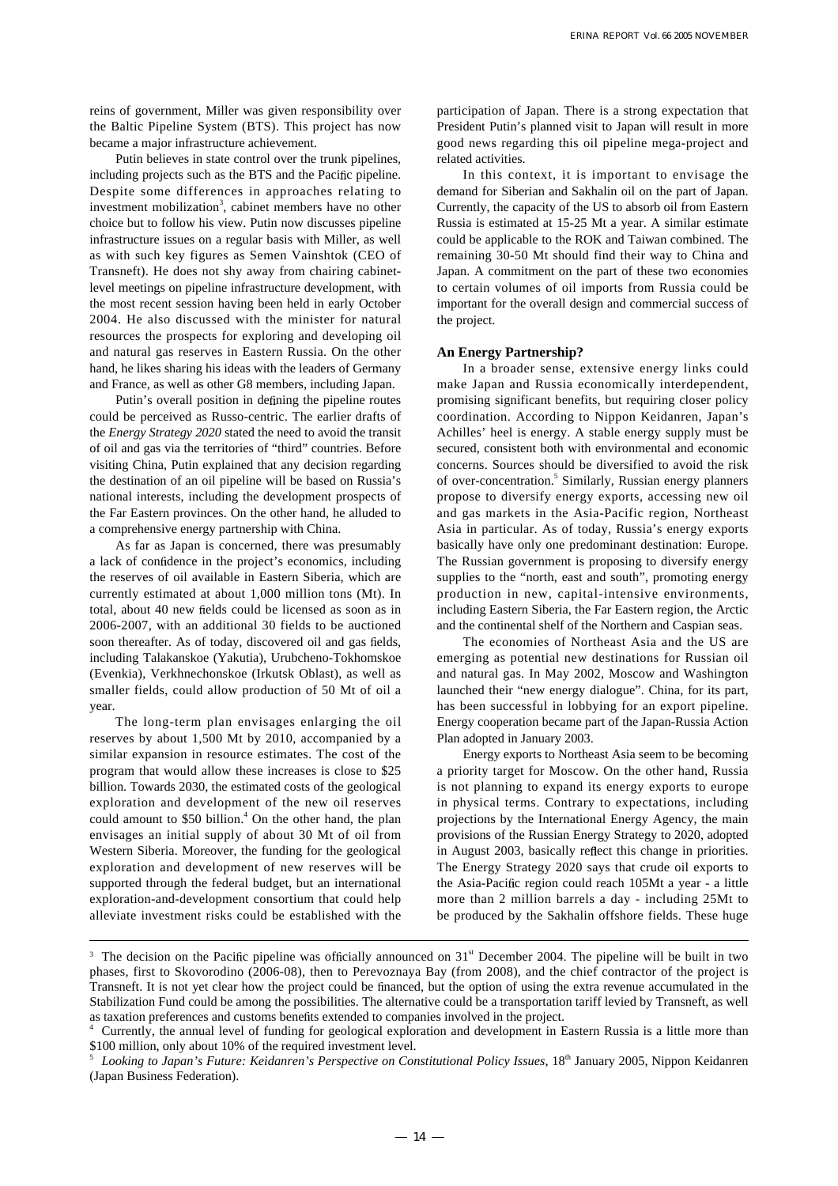reins of government, Miller was given responsibility over the Baltic Pipeline System (BTS). This project has now became a major infrastructure achievement.

Putin believes in state control over the trunk pipelines, including projects such as the BTS and the Pacific pipeline. Despite some differences in approaches relating to investment mobilization[3], cabinet members have no other choice but to follow his view. Putin now discusses pipeline infrastructure issues on a regular basis with Miller, as well as with such key figures as Semen Vainshtok (CEO of Transneft). He does not shy away from chairing cabinet-level meetings on pipeline infrastructure development, with the most recent session having been held in early October 2004. He also discussed with the minister for natural resources the prospects for exploring and developing oil and natural gas reserves in Eastern Russia. On the other hand, he likes sharing his ideas with the leaders of Germany and France, as well as other G8 members, including Japan.

Putin's overall position in defining the pipeline routes could be perceived as Russo-centric. The earlier drafts of the *Energy Strategy 2020* stated the need to avoid the transit of oil and gas via the territories of "third" countries. Before visiting China, Putin explained that any decision regarding the destination of an oil pipeline will be based on Russia's national interests, including the development prospects of the Far Eastern provinces. On the other hand, he alluded to a comprehensive energy partnership with China.

As far as Japan is concerned, there was presumably a lack of confidence in the project's economics, including the reserves of oil available in Eastern Siberia, which are currently estimated at about 1,000 million tons (Mt). In total, about 40 new fields could be licensed as soon as in 2006-2007, with an additional 30 fields to be auctioned soon thereafter. As of today, discovered oil and gas fields, including Talakanskoe (Yakutia), Urubcheno-Tokhomskoe (Evenkia), Verkhnechonskoe (Irkutsk Oblast), as well as smaller fields, could allow production of 50 Mt of oil a year.

The long-term plan envisages enlarging the oil reserves by about 1,500 Mt by 2010, accompanied by a similar expansion in resource estimates. The cost of the program that would allow these increases is close to $25 billion. Towards 2030, the estimated costs of the geological exploration and development of the new oil reserves could amount to $50 billion.[4] On the other hand, the plan envisages an initial supply of about 30 Mt of oil from Western Siberia. Moreover, the funding for the geological exploration and development of new reserves will be supported through the federal budget, but an international exploration-and-development consortium that could help alleviate investment risks could be established with the participation of Japan. There is a strong expectation that President Putin's planned visit to Japan will result in more good news regarding this oil pipeline mega-project and related activities.

In this context, it is important to envisage the demand for Siberian and Sakhalin oil on the part of Japan. Currently, the capacity of the US to absorb oil from Eastern Russia is estimated at 15-25 Mt a year. A similar estimate could be applicable to the ROK and Taiwan combined. The remaining 30-50 Mt should find their way to China and Japan. A commitment on the part of these two economies to certain volumes of oil imports from Russia could be important for the overall design and commercial success of the project.

### An Energy Partnership?

In a broader sense, extensive energy links could make Japan and Russia economically interdependent, promising significant benefits, but requiring closer policy coordination. According to Nippon Keidanren, Japan's Achilles' heel is energy. A stable energy supply must be secured, consistent both with environmental and economic concerns. Sources should be diversified to avoid the risk of over-concentration.[5] Similarly, Russian energy planners propose to diversify energy exports, accessing new oil and gas markets in the Asia-Pacific region, Northeast Asia in particular. As of today, Russia's energy exports basically have only one predominant destination: Europe. The Russian government is proposing to diversify energy supplies to the "north, east and south", promoting energy production in new, capital-intensive environments, including Eastern Siberia, the Far Eastern region, the Arctic and the continental shelf of the Northern and Caspian seas.

The economies of Northeast Asia and the US are emerging as potential new destinations for Russian oil and natural gas. In May 2002, Moscow and Washington launched their "new energy dialogue". China, for its part, has been successful in lobbying for an export pipeline. Energy cooperation became part of the Japan-Russia Action Plan adopted in January 2003.

Energy exports to Northeast Asia seem to be becoming a priority target for Moscow. On the other hand, Russia is not planning to expand its energy exports to europe in physical terms. Contrary to expectations, including projections by the International Energy Agency, the main provisions of the Russian Energy Strategy to 2020, adopted in August 2003, basically reflect this change in priorities. The Energy Strategy 2020 says that crude oil exports to the Asia-Pacific region could reach 105Mt a year - a little more than 2 million barrels a day - including 25Mt to be produced by the Sakhalin offshore fields. These huge

---

[3] The decision on the Pacific pipeline was officially announced on 31st December 2004. The pipeline will be built in two phases, first to Skovorodino (2006-08), then to Perevoznaya Bay (from 2008), and the chief contractor of the project is Transneft. It is not yet clear how the project could be financed, but the option of using the extra revenue accumulated in the Stabilization Fund could be among the possibilities. The alternative could be a transportation tariff levied by Transneft, as well as taxation preferences and customs benefits extended to companies involved in the project.

[4] Currently, the annual level of funding for geological exploration and development in Eastern Russia is a little more than $100 million, only about 10% of the required investment level.

[5] *Looking to Japan's Future: Keidanren's Perspective on Constitutional Policy Issues*, 18th January 2005, Nippon Keidanren (Japan Business Federation).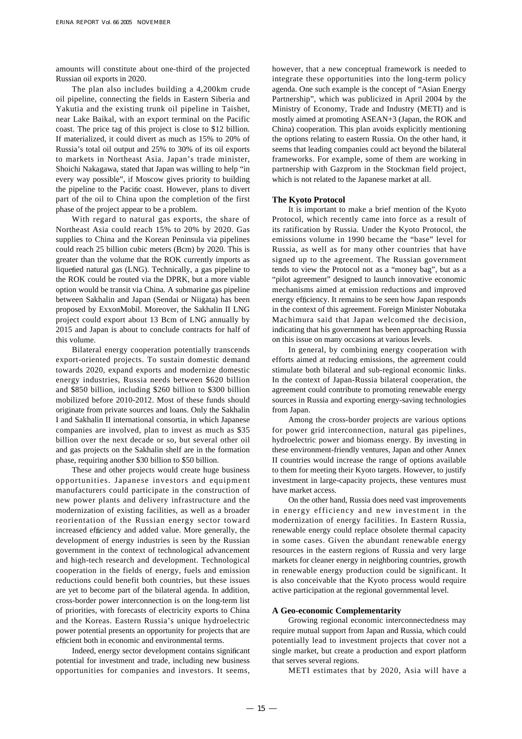amounts will constitute about one-third of the projected Russian oil exports in 2020.

The plan also includes building a 4,200km crude oil pipeline, connecting the fields in Eastern Siberia and Yakutia and the existing trunk oil pipeline in Taishet, near Lake Baikal, with an export terminal on the Pacific coast. The price tag of this project is close to $12 billion. If materialized, it could divert as much as 15% to 20% of Russia's total oil output and 25% to 30% of its oil exports to markets in Northeast Asia. Japan's trade minister, Shoichi Nakagawa, stated that Japan was willing to help "in every way possible", if Moscow gives priority to building the pipeline to the Pacific coast. However, plans to divert part of the oil to China upon the completion of the first phase of the project appear to be a problem.

With regard to natural gas exports, the share of Northeast Asia could reach 15% to 20% by 2020. Gas supplies to China and the Korean Peninsula via pipelines could reach 25 billion cubic meters (Bcm) by 2020. This is greater than the volume that the ROK currently imports as liquefied natural gas (LNG). Technically, a gas pipeline to the ROK could be routed via the DPRK, but a more viable option would be transit via China. A submarine gas pipeline between Sakhalin and Japan (Sendai or Niigata) has been proposed by ExxonMobil. Moreover, the Sakhalin II LNG project could export about 13 Bcm of LNG annually by 2015 and Japan is about to conclude contracts for half of this volume.

Bilateral energy cooperation potentially transcends export-oriented projects. To sustain domestic demand towards 2020, expand exports and modernize domestic energy industries, Russia needs between $620 billion and $850 billion, including $260 billion to $300 billion mobilized before 2010-2012. Most of these funds should originate from private sources and loans. Only the Sakhalin I and Sakhalin II international consortia, in which Japanese companies are involved, plan to invest as much as $35 billion over the next decade or so, but several other oil and gas projects on the Sakhalin shelf are in the formation phase, requiring another $30 billion to $50 billion.

These and other projects would create huge business opportunities. Japanese investors and equipment manufacturers could participate in the construction of new power plants and delivery infrastructure and the modernization of existing facilities, as well as a broader reorientation of the Russian energy sector toward increased efficiency and added value. More generally, the development of energy industries is seen by the Russian government in the context of technological advancement and high-tech research and development. Technological cooperation in the fields of energy, fuels and emission reductions could benefit both countries, but these issues are yet to become part of the bilateral agenda. In addition, cross-border power interconnection is on the long-term list of priorities, with forecasts of electricity exports to China and the Koreas. Eastern Russia's unique hydroelectric power potential presents an opportunity for projects that are efficient both in economic and environmental terms.

Indeed, energy sector development contains significant potential for investment and trade, including new business opportunities for companies and investors. It seems, however, that a new conceptual framework is needed to integrate these opportunities into the long-term policy agenda. One such example is the concept of "Asian Energy Partnership", which was publicized in April 2004 by the Ministry of Economy, Trade and Industry (METI) and is mostly aimed at promoting ASEAN+3 (Japan, the ROK and China) cooperation. This plan avoids explicitly mentioning the options relating to eastern Russia. On the other hand, it seems that leading companies could act beyond the bilateral frameworks. For example, some of them are working in partnership with Gazprom in the Stockman field project, which is not related to the Japanese market at all.

### The Kyoto Protocol

It is important to make a brief mention of the Kyoto Protocol, which recently came into force as a result of its ratification by Russia. Under the Kyoto Protocol, the emissions volume in 1990 became the "base" level for Russia, as well as for many other countries that have signed up to the agreement. The Russian government tends to view the Protocol not as a "money bag", but as a "pilot agreement" designed to launch innovative economic mechanisms aimed at emission reductions and improved energy efficiency. It remains to be seen how Japan responds in the context of this agreement. Foreign Minister Nobutaka Machimura said that Japan welcomed the decision, indicating that his government has been approaching Russia on this issue on many occasions at various levels.

In general, by combining energy cooperation with efforts aimed at reducing emissions, the agreement could stimulate both bilateral and sub-regional economic links. In the context of Japan-Russia bilateral cooperation, the agreement could contribute to promoting renewable energy sources in Russia and exporting energy-saving technologies from Japan.

Among the cross-border projects are various options for power grid interconnection, natural gas pipelines, hydroelectric power and biomass energy. By investing in these environment-friendly ventures, Japan and other Annex II countries would increase the range of options available to them for meeting their Kyoto targets. However, to justify investment in large-capacity projects, these ventures must have market access.

On the other hand, Russia does need vast improvements in energy efficiency and new investment in the modernization of energy facilities. In Eastern Russia, renewable energy could replace obsolete thermal capacity in some cases. Given the abundant renewable energy resources in the eastern regions of Russia and very large markets for cleaner energy in neighboring countries, growth in renewable energy production could be significant. It is also conceivable that the Kyoto process would require active participation at the regional governmental level.

### A Geo-economic Complementarity

Growing regional economic interconnectedness may require mutual support from Japan and Russia, which could potentially lead to investment projects that cover not a single market, but create a production and export platform that serves several regions.

METI estimates that by 2020, Asia will have a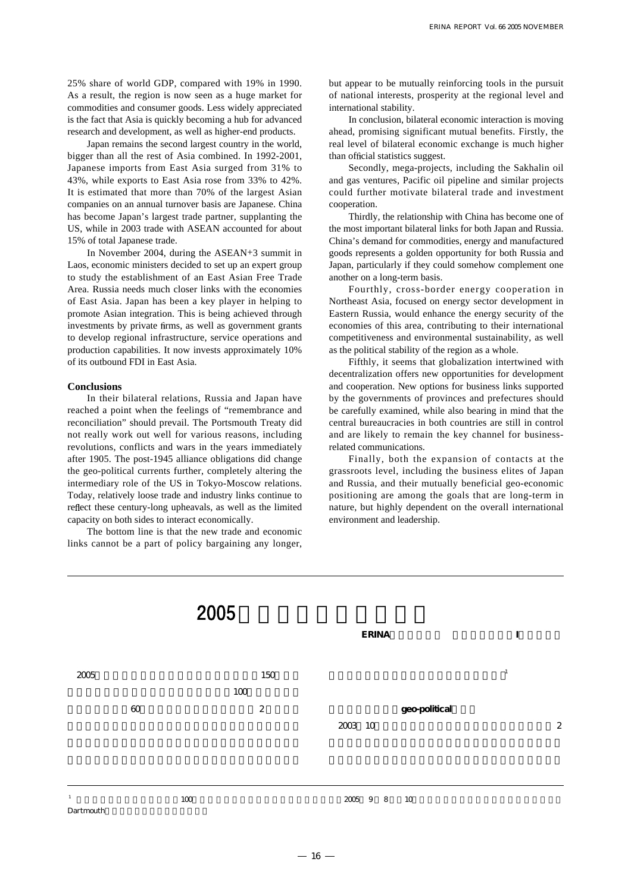25% share of world GDP, compared with 19% in 1990. As a result, the region is now seen as a huge market for commodities and consumer goods. Less widely appreciated is the fact that Asia is quickly becoming a hub for advanced research and development, as well as higher-end products.

Japan remains the second largest country in the world, bigger than all the rest of Asia combined. In 1992-2001, Japanese imports from East Asia surged from 31% to 43%, while exports to East Asia rose from 33% to 42%. It is estimated that more than 70% of the largest Asian companies on an annual turnover basis are Japanese. China has become Japan's largest trade partner, supplanting the US, while in 2003 trade with ASEAN accounted for about 15% of total Japanese trade.

In November 2004, during the ASEAN+3 summit in Laos, economic ministers decided to set up an expert group to study the establishment of an East Asian Free Trade Area. Russia needs much closer links with the economies of East Asia. Japan has been a key player in helping to promote Asian integration. This is being achieved through investments by private firms, as well as government grants to develop regional infrastructure, service operations and production capabilities. It now invests approximately 10% of its outbound FDI in East Asia.

**Conclusions**

In their bilateral relations, Russia and Japan have reached a point when the feelings of "remembrance and reconciliation" should prevail. The Portsmouth Treaty did not really work out well for various reasons, including revolutions, conflicts and wars in the years immediately after 1905. The post-1945 alliance obligations did change the geo-political currents further, completely altering the intermediary role of the US in Tokyo-Moscow relations. Today, relatively loose trade and industry links continue to reflect these century-long upheavals, as well as the limited capacity on both sides to interact economically.

The bottom line is that the new trade and economic links cannot be a part of policy bargaining any longer, but appear to be mutually reinforcing tools in the pursuit of national interests, prosperity at the regional level and international stability.

In conclusion, bilateral economic interaction is moving ahead, promising significant mutual benefits. Firstly, the real level of bilateral economic exchange is much higher than official statistics suggest.

Secondly, mega-projects, including the Sakhalin oil and gas ventures, Pacific oil pipeline and similar projects could further motivate bilateral trade and investment cooperation.

Thirdly, the relationship with China has become one of the most important bilateral links for both Japan and Russia. China's demand for commodities, energy and manufactured goods represents a golden opportunity for both Russia and Japan, particularly if they could somehow complement one another on a long-term basis.

Fourthly, cross-border energy cooperation in Northeast Asia, focused on energy sector development in Eastern Russia, would enhance the energy security of the economies of this area, contributing to their international competitiveness and environmental sustainability, as well as the political stability of the region as a whole.

Fifthly, it seems that globalization intertwined with decentralization offers new opportunities for development and cooperation. New options for business links supported by the governments of provinces and prefectures should be carefully examined, while also bearing in mind that the central bureaucracies in both countries are still in control and are likely to remain the key channel for business-related communications.

Finally, both the expansion of contacts at the grassroots level, including the business elites of Japan and Russia, and their mutually beneficial geo-economic positioning are among the goals that are long-term in nature, but highly dependent on the overall international environment and leadership.

# 2005

**ERINA** **I**

2005 150 100 60 2

[1]

geo-political

2003 10 2

[1] 100 2005 9 8 10 Dartmouth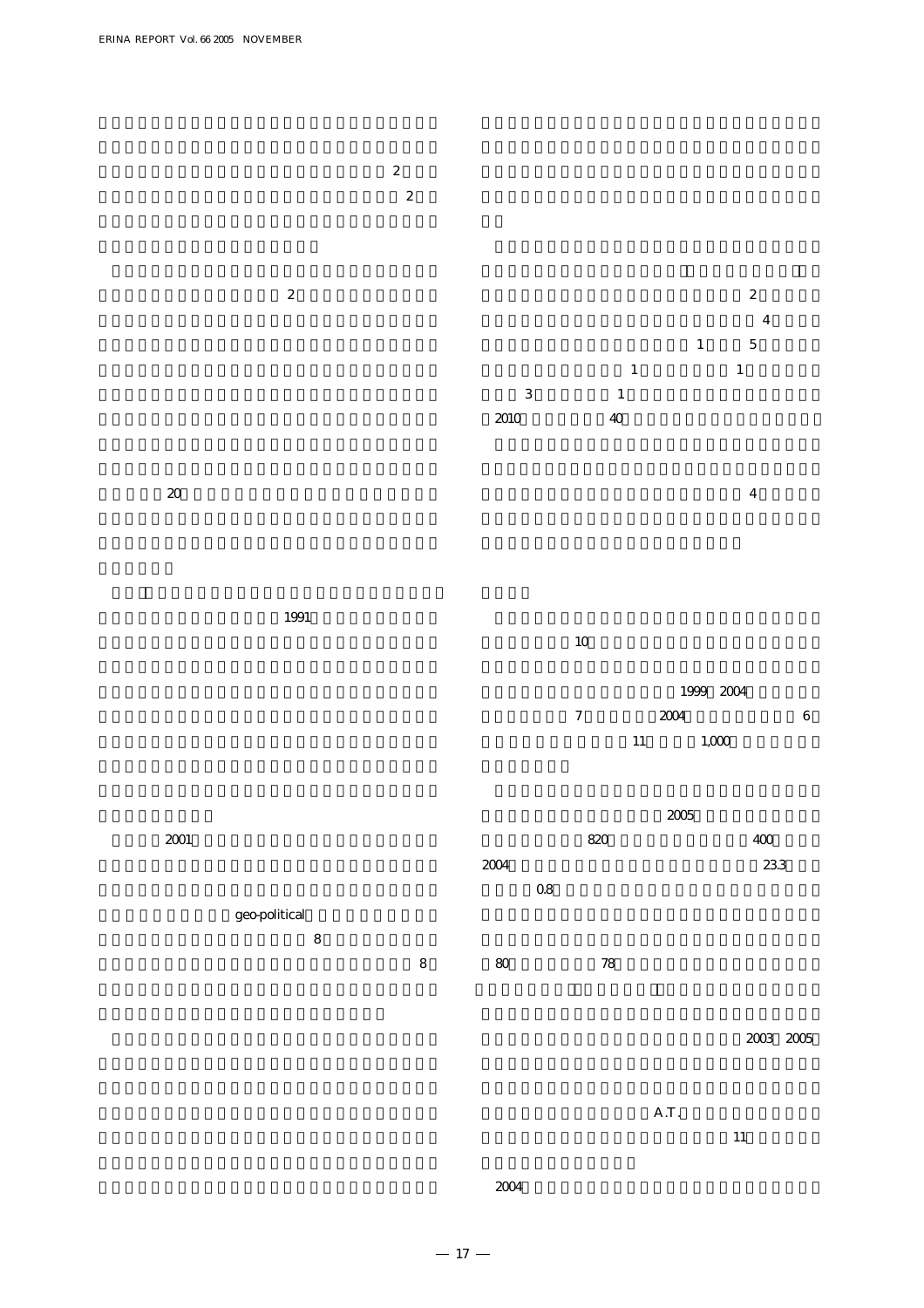2
2

2

20

1991

2001

geo-political
8
8

2
4
1 5
1 1
3 1
2010 40

2004 4

10

1999 2004
7 2004 6
11 1,000

2005
820 400
2004 23.3
0.8

80 78

2003 2005

A.T.
11

2004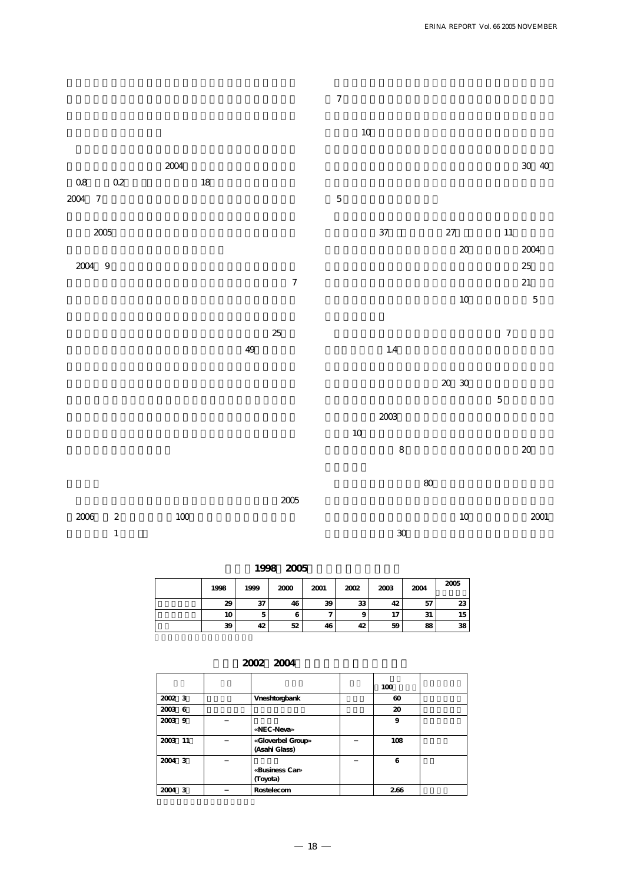2004

0.8 0.2 18

2004 7

2005

2004 9

7

25

49

2005

2006 2 100

1

7

10

30 40

5

37 27 11

20 2004

25

21

10 5

7

1.4

20 30

5

2003

10

8 20

80

10 2001

30

**1998 2005**

| | 1998 | 1999 | 2000 | 2001 | 2002 | 2003 | 2004 | 2005 |
|---|---|---|---|---|---|---|---|---|
| | 29 | 37 | 46 | 39 | 33 | 42 | 57 | 23 |
| | 10 | 5 | 6 | 7 | 9 | 17 | 31 | 15 |
| | 39 | 42 | 52 | 46 | 42 | 59 | 88 | 38 |

**2002 2004**

| | | | | 100 | |
|---|---|---|---|---|---|
| 2002 3 | | Vneshtorgbank | | 60 | |
| 2003 6 | | | | 20 | |
| 2003 9 | – | «NEC-Neva» | | 9 | |
| 2003 11 | – | «Gloverbel Group» (Asahi Glass) | – | 108 | |
| 2004 3 | – | «Business Car» (Toyota) | – | 6 | |
| 2004 3 | – | Rostelecom | | 2.66 | |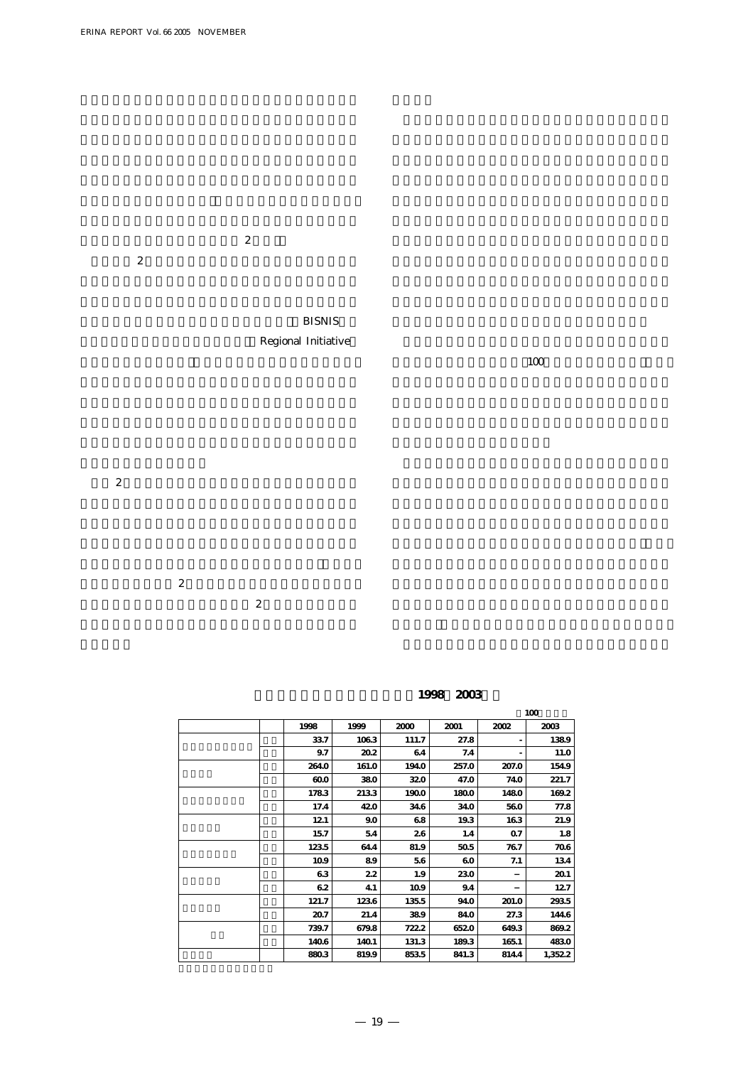2

2

BISNIS

Regional Initiative

100

2

2

2

**1998 2003**

100

| | | 1998 | 1999 | 2000 | 2001 | 2002 | 2003 |
|---|---|---|---|---|---|---|---|
| | | 33.7 | 106.3 | 111.7 | 27.8 | - | 138.9 |
| | | 9.7 | 20.2 | 6.4 | 7.4 | - | 11.0 |
| | | 264.0 | 161.0 | 194.0 | 257.0 | 207.0 | 154.9 |
| | | 60.0 | 38.0 | 32.0 | 47.0 | 74.0 | 221.7 |
| | | 178.3 | 213.3 | 190.0 | 180.0 | 148.0 | 169.2 |
| | | 17.4 | 42.0 | 34.6 | 34.0 | 56.0 | 77.8 |
| | | 12.1 | 9.0 | 6.8 | 19.3 | 16.3 | 21.9 |
| | | 15.7 | 5.4 | 2.6 | 1.4 | 0.7 | 1.8 |
| | | 123.5 | 64.4 | 81.9 | 50.5 | 76.7 | 70.6 |
| | | 10.9 | 8.9 | 5.6 | 6.0 | 7.1 | 13.4 |
| | | 6.3 | 2.2 | 1.9 | 23.0 | – | 20.1 |
| | | 6.2 | 4.1 | 10.9 | 9.4 | – | 12.7 |
| | | 121.7 | 123.6 | 135.5 | 94.0 | 201.0 | 293.5 |
| | | 20.7 | 21.4 | 38.9 | 84.0 | 27.3 | 144.6 |
| | | 739.7 | 679.8 | 722.2 | 652.0 | 649.3 | 869.2 |
| | | 140.6 | 140.1 | 131.3 | 189.3 | 165.1 | 483.0 |
| | | 880.3 | 819.9 | 853.5 | 841.3 | 814.4 | 1,352.2 |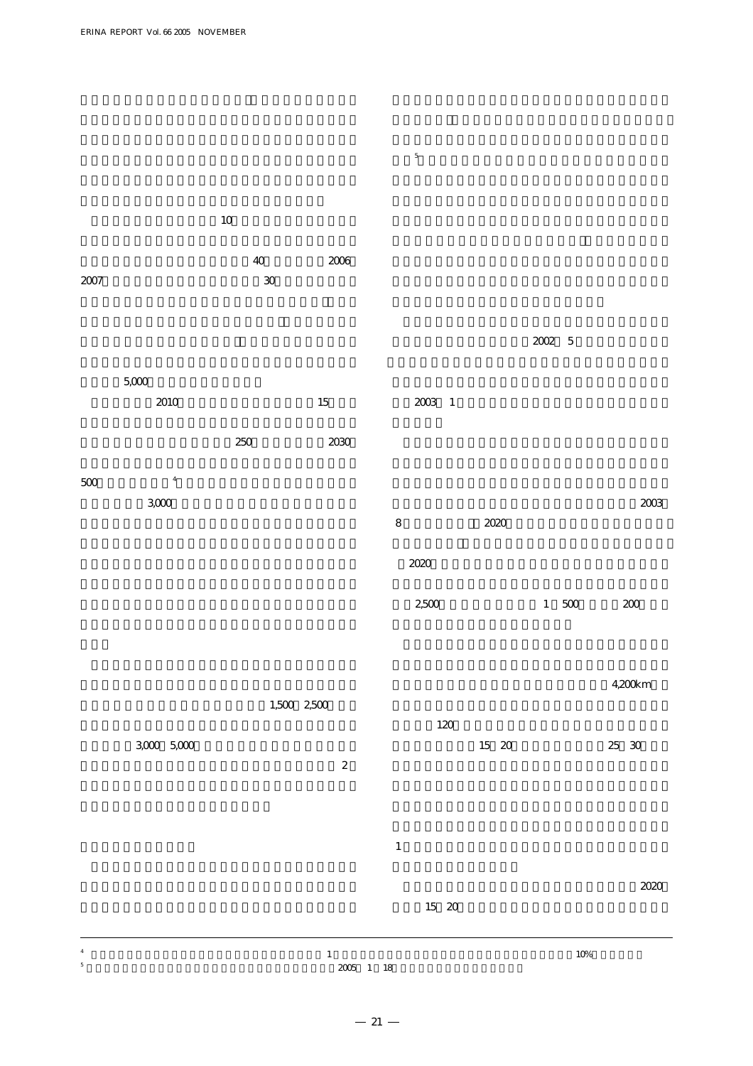10

40 2006

2007 30

5,000

2010 15

250 2030

500 [4]

3,000

1,500 2,500

3,000 5,000

2

[5]

2002 5

2003 1

2003

8 2020

2020

2,500 1 500 200

4,200km

120

15 20 25 30

1

2020

15 20

---

[4] 1 10%

[5] 2005 1 18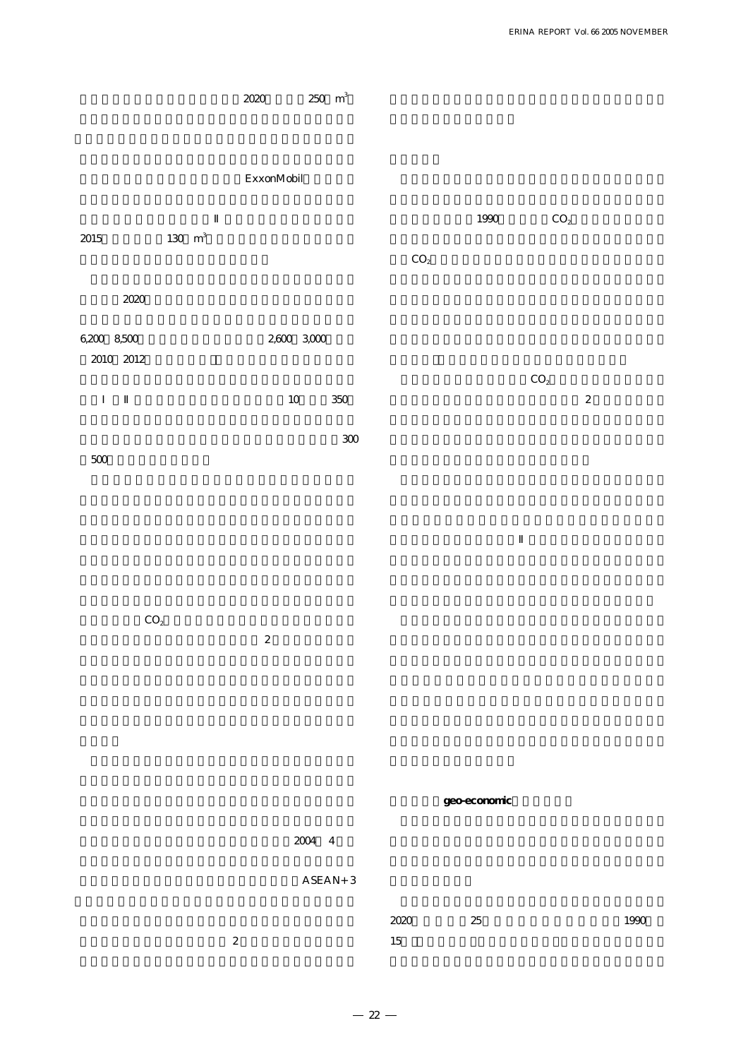2020　250 $m^3$

ExxonMobil

II

2015　130 $m^3$

2020

6,200 8,500　2,600 3,000

2010 2012

I II　10　350

300

500

$CO_2$

2

2004　4

ASEAN+3

2

1990　$CO_2$

$CO_2$

$CO_2$

2

II

**geo-economic**

2020　25　1990

15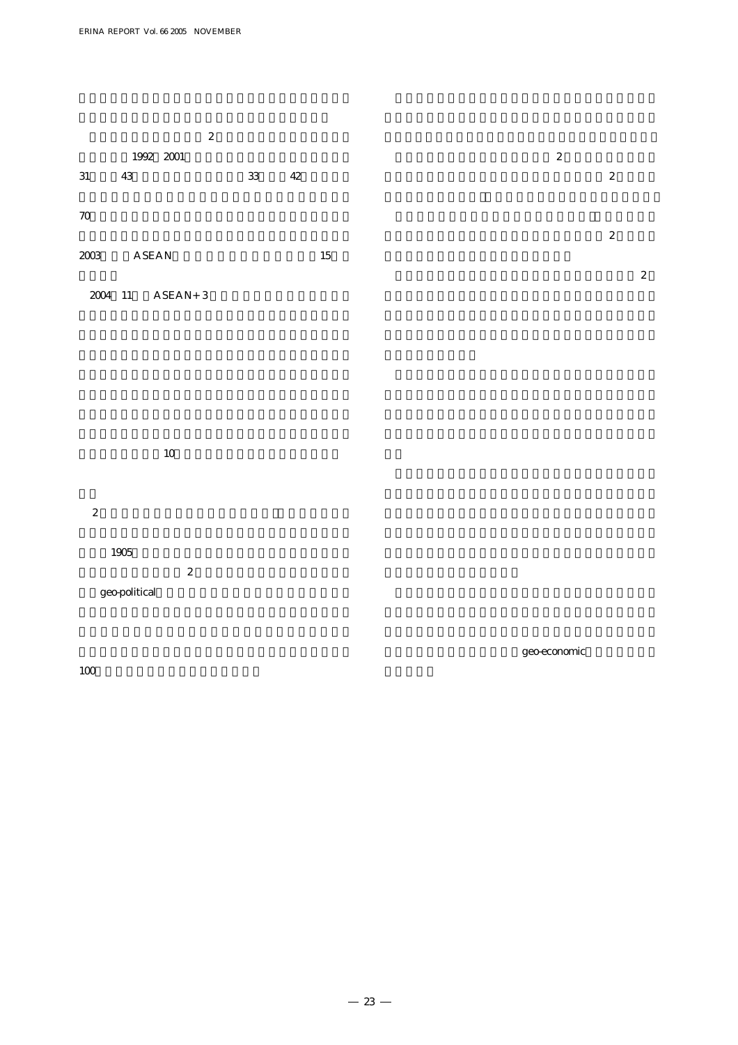2

1992 2001

31 43 33 42

70

2003 ASEAN 15

2004 11 ASEAN+3

10

2

1905

2

geo-political

100

2

2

2

2

geo-economic